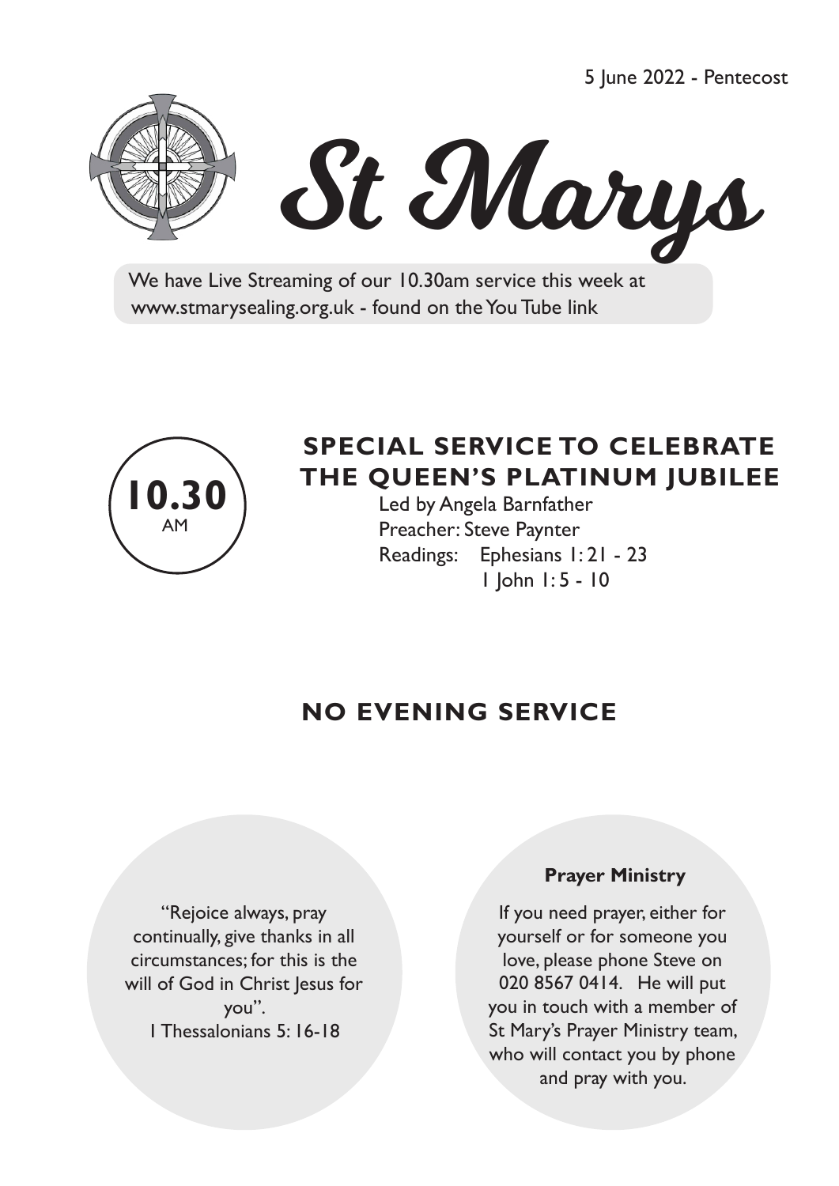5 June 2022 - Pentecost

# St Marys

We have Live Streaming of our 10.30am service this week at www.stmarysealing.org.uk - found on the You Tube link

**10.30** AM

## SPECIAL SERVICE TO CELEBRATE THE QUEEN'S PLATINUM JUBILEE

Led by Angela Barnfather
Preacher: Steve Paynter
Readings: Ephesians 1: 21 - 23
1 John 1: 5 - 10

## NO EVENING SERVICE

"Rejoice always, pray continually, give thanks in all circumstances; for this is the will of God in Christ Jesus for you".
1 Thessalonians 5: 16-18

**Prayer Ministry**

If you need prayer, either for yourself or for someone you love, please phone Steve on 020 8567 0414. He will put you in touch with a member of St Mary's Prayer Ministry team, who will contact you by phone and pray with you.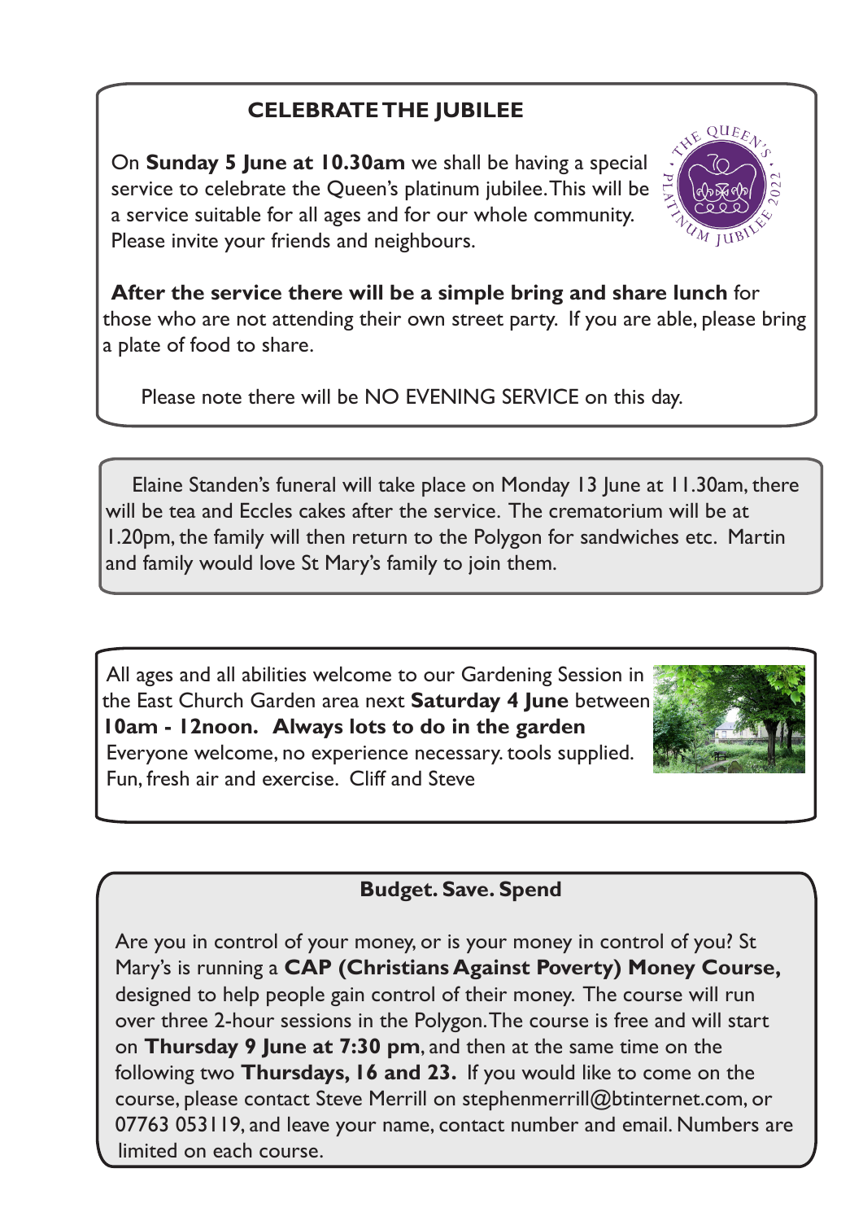## CELEBRATE THE JUBILEE

On **Sunday 5 June at 10.30am** we shall be having a special service to celebrate the Queen's platinum jubilee. This will be a service suitable for all ages and for our whole community. Please invite your friends and neighbours.

**After the service there will be a simple bring and share lunch** for those who are not attending their own street party. If you are able, please bring a plate of food to share.

Please note there will be NO EVENING SERVICE on this day.

---

Elaine Standen's funeral will take place on Monday 13 June at 11.30am, there will be tea and Eccles cakes after the service. The crematorium will be at 1.20pm, the family will then return to the Polygon for sandwiches etc. Martin and family would love St Mary's family to join them.

---

All ages and all abilities welcome to our Gardening Session in the East Church Garden area next **Saturday 4 June** between **10am - 12noon. Always lots to do in the garden**
Everyone welcome, no experience necessary. tools supplied.
Fun, fresh air and exercise. Cliff and Steve

---

## Budget. Save. Spend

Are you in control of your money, or is your money in control of you? St Mary's is running a **CAP (Christians Against Poverty) Money Course,** designed to help people gain control of their money. The course will run over three 2-hour sessions in the Polygon. The course is free and will start on **Thursday 9 June at 7:30 pm**, and then at the same time on the following two **Thursdays, 16 and 23.** If you would like to come on the course, please contact Steve Merrill on stephenmerrill@btinternet.com, or 07763 053119, and leave your name, contact number and email. Numbers are limited on each course.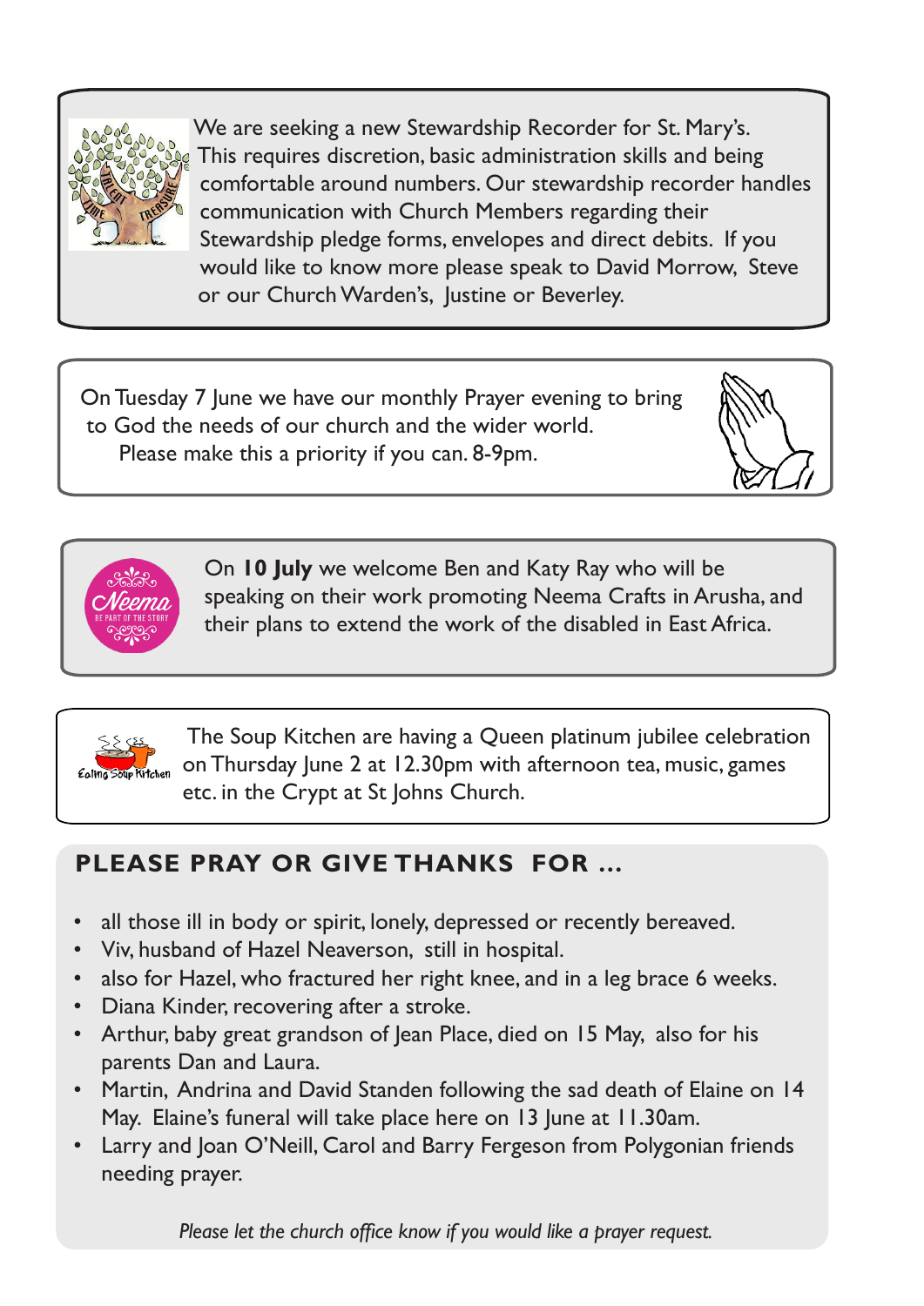We are seeking a new Stewardship Recorder for St. Mary's. This requires discretion, basic administration skills and being comfortable around numbers. Our stewardship recorder handles communication with Church Members regarding their Stewardship pledge forms, envelopes and direct debits. If you would like to know more please speak to David Morrow, Steve or our Church Warden's, Justine or Beverley.

On Tuesday 7 June we have our monthly Prayer evening to bring to God the needs of our church and the wider world. Please make this a priority if you can. 8-9pm.

On **10 July** we welcome Ben and Katy Ray who will be speaking on their work promoting Neema Crafts in Arusha, and their plans to extend the work of the disabled in East Africa.

The Soup Kitchen are having a Queen platinum jubilee celebration on Thursday June 2 at 12.30pm with afternoon tea, music, games etc. in the Crypt at St Johns Church.

## PLEASE PRAY OR GIVE THANKS FOR ...

- all those ill in body or spirit, lonely, depressed or recently bereaved.
- Viv, husband of Hazel Neaverson, still in hospital.
- also for Hazel, who fractured her right knee, and in a leg brace 6 weeks.
- Diana Kinder, recovering after a stroke.
- Arthur, baby great grandson of Jean Place, died on 15 May, also for his parents Dan and Laura.
- Martin, Andrina and David Standen following the sad death of Elaine on 14 May. Elaine's funeral will take place here on 13 June at 11.30am.
- Larry and Joan O'Neill, Carol and Barry Fergeson from Polygonian friends needing prayer.

*Please let the church office know if you would like a prayer request.*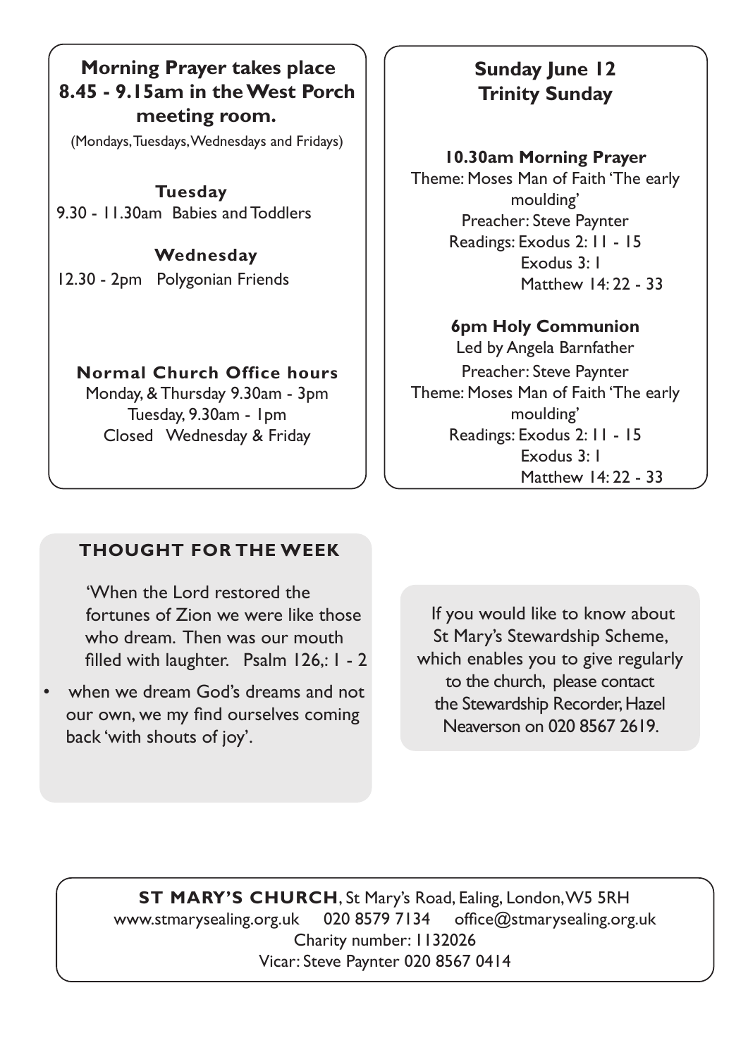**Morning Prayer takes place 8.45 - 9.15am in the West Porch meeting room.**

(Mondays, Tuesdays, Wednesdays and Fridays)

**Tuesday**

9.30 - 11.30am Babies and Toddlers

**Wednesday**

12.30 - 2pm Polygonian Friends

**Normal Church Office hours**

Monday, & Thursday 9.30am - 3pm
Tuesday, 9.30am - 1pm
Closed Wednesday & Friday

## Sunday June 12
## Trinity Sunday

**10.30am Morning Prayer**

Theme: Moses Man of Faith 'The early moulding'
Preacher: Steve Paynter
Readings: Exodus 2: 11 - 15
Exodus 3: 1
Matthew 14: 22 - 33

**6pm Holy Communion**

Led by Angela Barnfather
Preacher: Steve Paynter
Theme: Moses Man of Faith 'The early moulding'
Readings: Exodus 2: 11 - 15
Exodus 3: 1
Matthew 14: 22 - 33

**THOUGHT FOR THE WEEK**

'When the Lord restored the fortunes of Zion we were like those who dream. Then was our mouth filled with laughter. Psalm 126,: 1 - 2

- when we dream God's dreams and not our own, we my find ourselves coming back 'with shouts of joy'.

If you would like to know about St Mary's Stewardship Scheme, which enables you to give regularly to the church, please contact the Stewardship Recorder, Hazel Neaverson on 020 8567 2619.

**ST MARY'S CHURCH**, St Mary's Road, Ealing, London, W5 5RH
www.stmarysealing.org.uk 020 8579 7134 office@stmarysealing.org.uk
Charity number: 1132026
Vicar: Steve Paynter 020 8567 0414